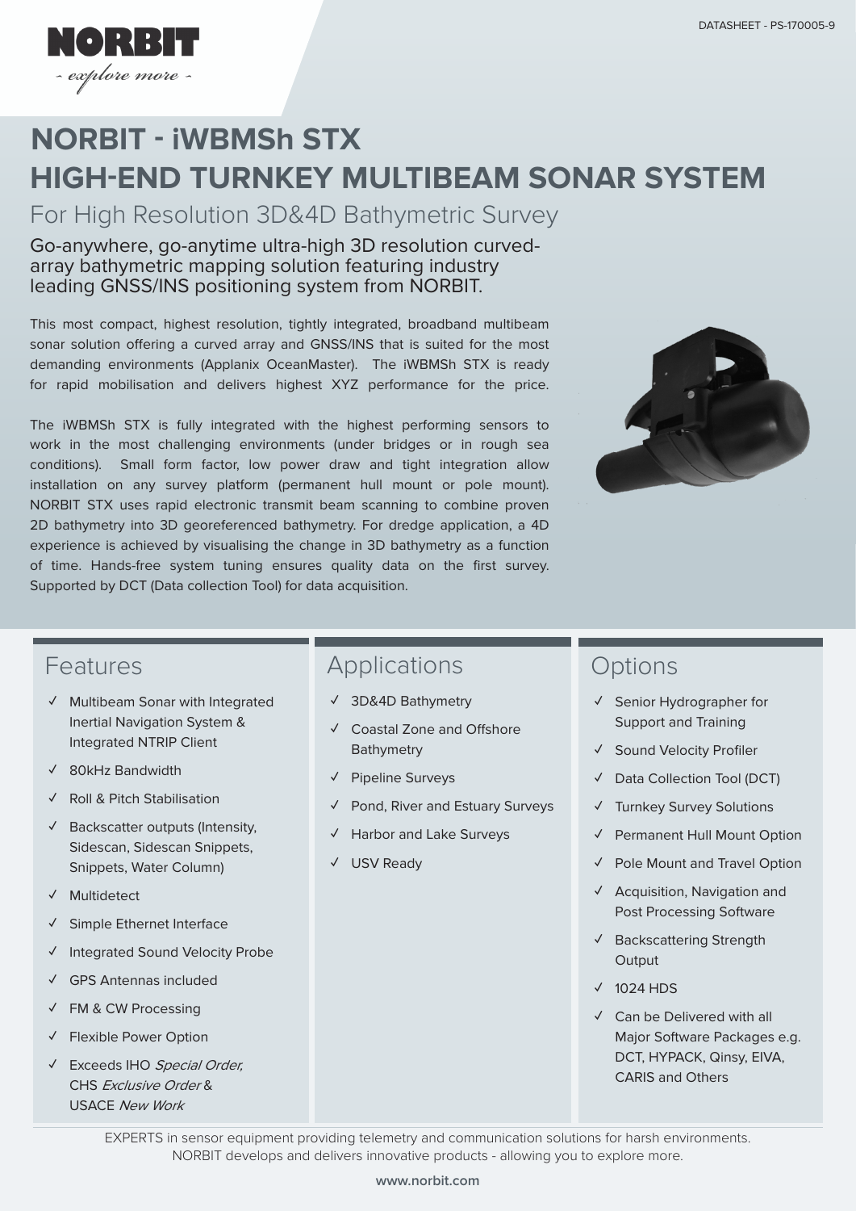DATASHEET - PS-170005-9

# NORBIT - iWBMSh STX
# HIGH-END TURNKEY MULTIBEAM SONAR SYSTEM

## For High Resolution 3D&4D Bathymetric Survey

Go-anywhere, go-anytime ultra-high 3D resolution curved-array bathymetric mapping solution featuring industry leading GNSS/INS positioning system from NORBIT.

This most compact, highest resolution, tightly integrated, broadband multibeam sonar solution offering a curved array and GNSS/INS that is suited for the most demanding environments (Applanix OceanMaster). The iWBMSh STX is ready for rapid mobilisation and delivers highest XYZ performance for the price.

The iWBMSh STX is fully integrated with the highest performing sensors to work in the most challenging environments (under bridges or in rough sea conditions). Small form factor, low power draw and tight integration allow installation on any survey platform (permanent hull mount or pole mount). NORBIT STX uses rapid electronic transmit beam scanning to combine proven 2D bathymetry into 3D georeferenced bathymetry. For dredge application, a 4D experience is achieved by visualising the change in 3D bathymetry as a function of time. Hands-free system tuning ensures quality data on the first survey. Supported by DCT (Data collection Tool) for data acquisition.

## Features

- ✓ Multibeam Sonar with Integrated Inertial Navigation System & Integrated NTRIP Client
- ✓ 80kHz Bandwidth
- ✓ Roll & Pitch Stabilisation
- ✓ Backscatter outputs (Intensity, Sidescan, Sidescan Snippets, Snippets, Water Column)
- ✓ Multidetect
- ✓ Simple Ethernet Interface
- ✓ Integrated Sound Velocity Probe
- ✓ GPS Antennas included
- ✓ FM & CW Processing
- ✓ Flexible Power Option
- ✓ Exceeds IHO *Special Order,* CHS *Exclusive Order* & USACE *New Work*

## Applications

- ✓ 3D&4D Bathymetry
- ✓ Coastal Zone and Offshore Bathymetry
- ✓ Pipeline Surveys
- ✓ Pond, River and Estuary Surveys
- ✓ Harbor and Lake Surveys
- ✓ USV Ready

## Options

- ✓ Senior Hydrographer for Support and Training
- ✓ Sound Velocity Profiler
- ✓ Data Collection Tool (DCT)
- ✓ Turnkey Survey Solutions
- ✓ Permanent Hull Mount Option
- ✓ Pole Mount and Travel Option
- ✓ Acquisition, Navigation and Post Processing Software
- ✓ Backscattering Strength Output
- ✓ 1024 HDS
- ✓ Can be Delivered with all Major Software Packages e.g. DCT, HYPACK, Qinsy, EIVA, CARIS and Others

EXPERTS in sensor equipment providing telemetry and communication solutions for harsh environments.
NORBIT develops and delivers innovative products - allowing you to explore more.

www.norbit.com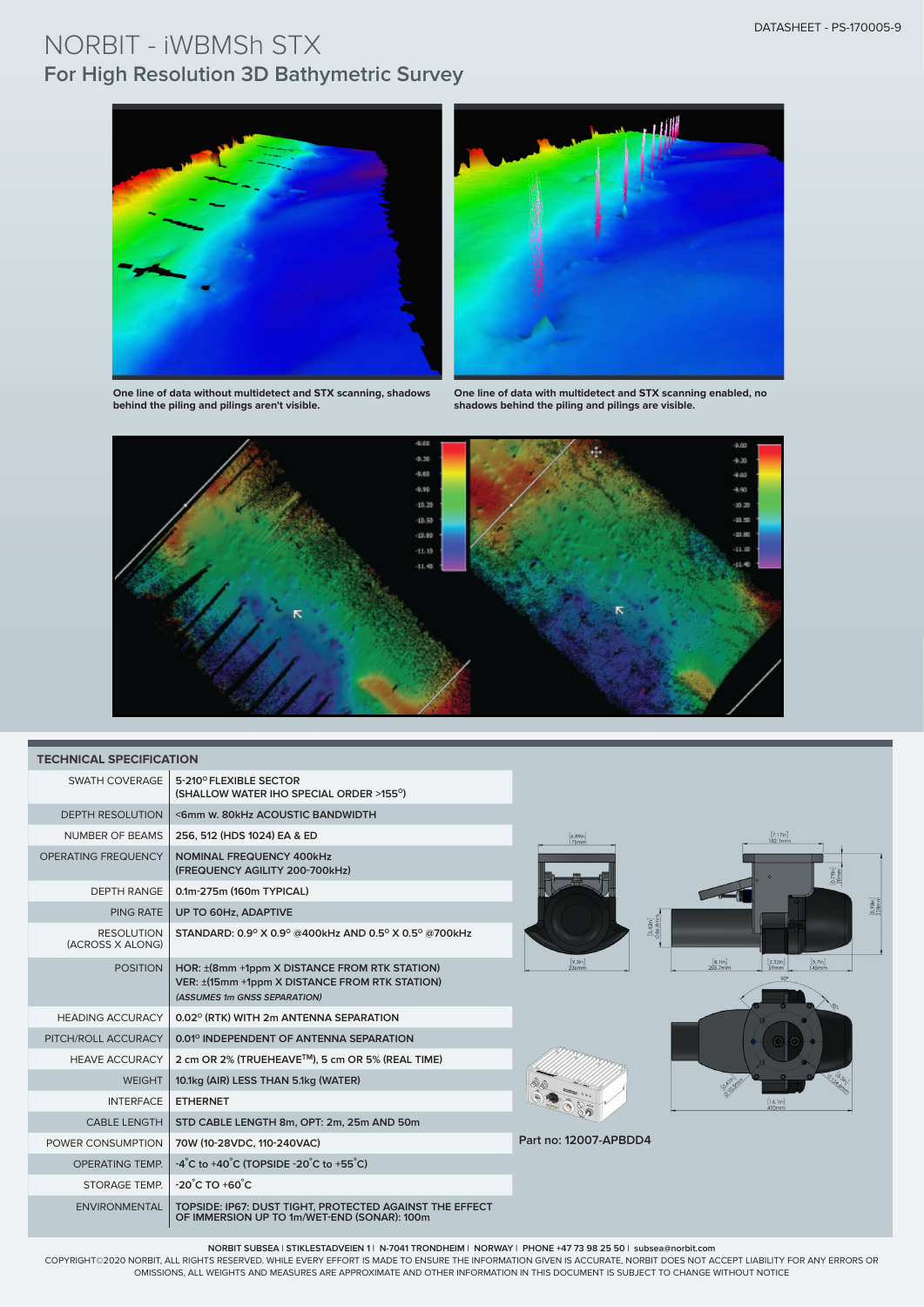# NORBIT - iWBMSh STX

## For High Resolution 3D Bathymetric Survey

**One line of data without multidetect and STX scanning, shadows behind the piling and pilings aren't visible.**

**One line of data with multidetect and STX scanning enabled, no shadows behind the piling and pilings are visible.**

## TECHNICAL SPECIFICATION

| | |
|---|---|
| SWATH COVERAGE | 5-210° FLEXIBLE SECTOR (SHALLOW WATER IHO SPECIAL ORDER >155°) |
| DEPTH RESOLUTION | <6mm w. 80kHz ACOUSTIC BANDWIDTH |
| NUMBER OF BEAMS | 256, 512 (HDS 1024) EA & ED |
| OPERATING FREQUENCY | NOMINAL FREQUENCY 400kHz (FREQUENCY AGILITY 200-700kHz) |
| DEPTH RANGE | 0.1m-275m (160m TYPICAL) |
| PING RATE | UP TO 60Hz, ADAPTIVE |
| RESOLUTION (ACROSS X ALONG) | STANDARD: 0.9° X 0.9° @400kHz AND 0.5° X 0.5° @700kHz |
| POSITION | HOR: ±(8mm +1ppm X DISTANCE FROM RTK STATION) VER: ±(15mm +1ppm X DISTANCE FROM RTK STATION) *(ASSUMES 1m GNSS SEPARATION)* |
| HEADING ACCURACY | 0.02° (RTK) WITH 2m ANTENNA SEPARATION |
| PITCH/ROLL ACCURACY | 0.01° INDEPENDENT OF ANTENNA SEPARATION |
| HEAVE ACCURACY | 2 cm OR 2% (TRUEHEAVE™), 5 cm OR 5% (REAL TIME) |
| WEIGHT | 10.1kg (AIR) LESS THAN 5.1kg (WATER) |
| INTERFACE | ETHERNET |
| CABLE LENGTH | STD CABLE LENGTH 8m, OPT: 2m, 25m AND 50m |
| POWER CONSUMPTION | 70W (10-28VDC, 110-240VAC) |
| OPERATING TEMP. | -4°C to +40°C (TOPSIDE -20°C to +55°C) |
| STORAGE TEMP. | -20°C TO +60°C |
| ENVIRONMENTAL | TOPSIDE: IP67: DUST TIGHT, PROTECTED AGAINST THE EFFECT OF IMMERSION UP TO 1m/WET-END (SONAR): 100m |

Part no: 12007-APBDD4

NORBIT SUBSEA | STIKLESTADVEIEN 1 | N-7041 TRONDHEIM | NORWAY | PHONE +47 73 98 25 50 | subsea@norbit.com

COPYRIGHT©2020 NORBIT, ALL RIGHTS RESERVED. WHILE EVERY EFFORT IS MADE TO ENSURE THE INFORMATION GIVEN IS ACCURATE, NORBIT DOES NOT ACCEPT LIABILITY FOR ANY ERRORS OR OMISSIONS, ALL WEIGHTS AND MEASURES ARE APPROXIMATE AND OTHER INFORMATION IN THIS DOCUMENT IS SUBJECT TO CHANGE WITHOUT NOTICE